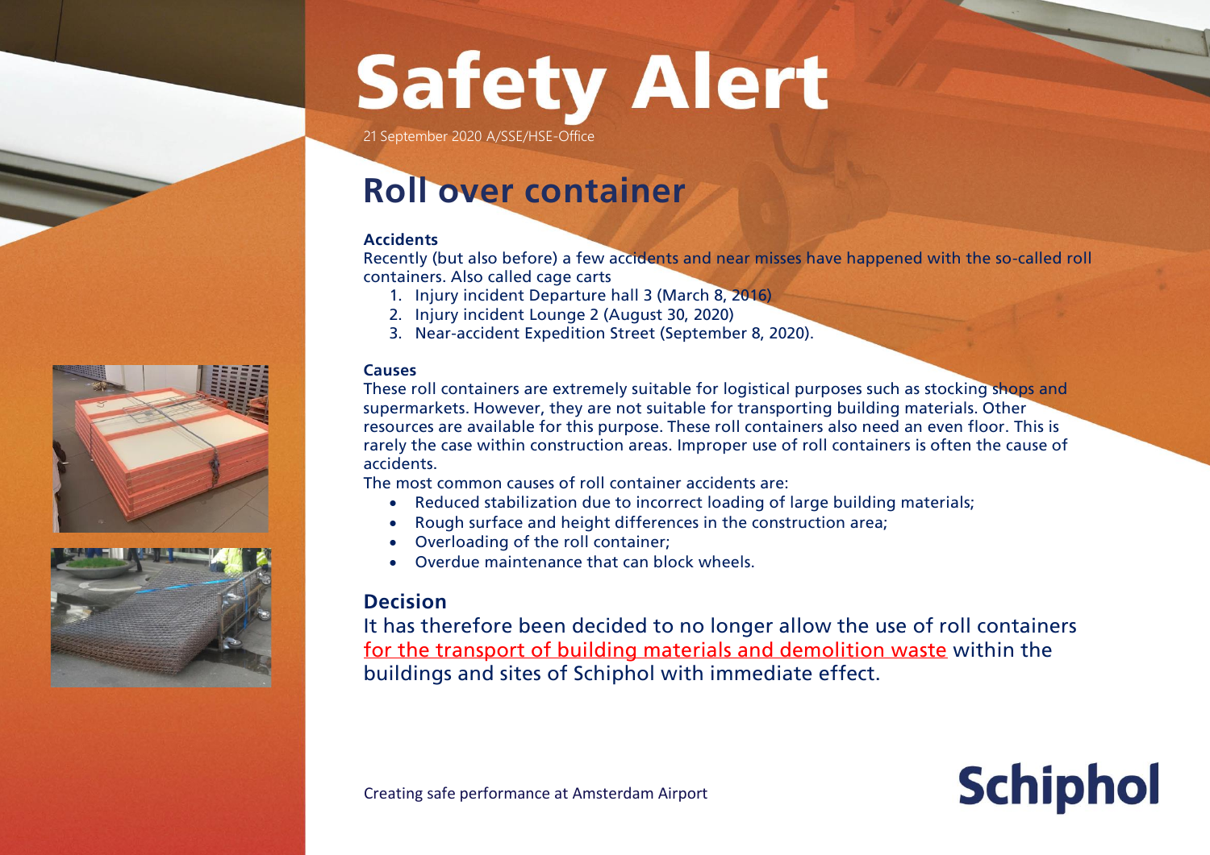# Safety Alert

21 September 2020 A/SSE/HSE-Office

## Roll over container

**Accidents**

Recently (but also before) a few accidents and near misses have happened with the so-called roll containers. Also called cage carts

1. Injury incident Departure hall 3 (March 8, 2016)
2. Injury incident Lounge 2 (August 30, 2020)
3. Near-accident Expedition Street (September 8, 2020).

**Causes**

These roll containers are extremely suitable for logistical purposes such as stocking shops and supermarkets. However, they are not suitable for transporting building materials. Other resources are available for this purpose. These roll containers also need an even floor. This is rarely the case within construction areas. Improper use of roll containers is often the cause of accidents.

The most common causes of roll container accidents are:

- Reduced stabilization due to incorrect loading of large building materials;
- Rough surface and height differences in the construction area;
- Overloading of the roll container;
- Overdue maintenance that can block wheels.

### Decision

It has therefore been decided to no longer allow the use of roll containers for the transport of building materials and demolition waste within the buildings and sites of Schiphol with immediate effect.

Creating safe performance at Amsterdam Airport

Schiphol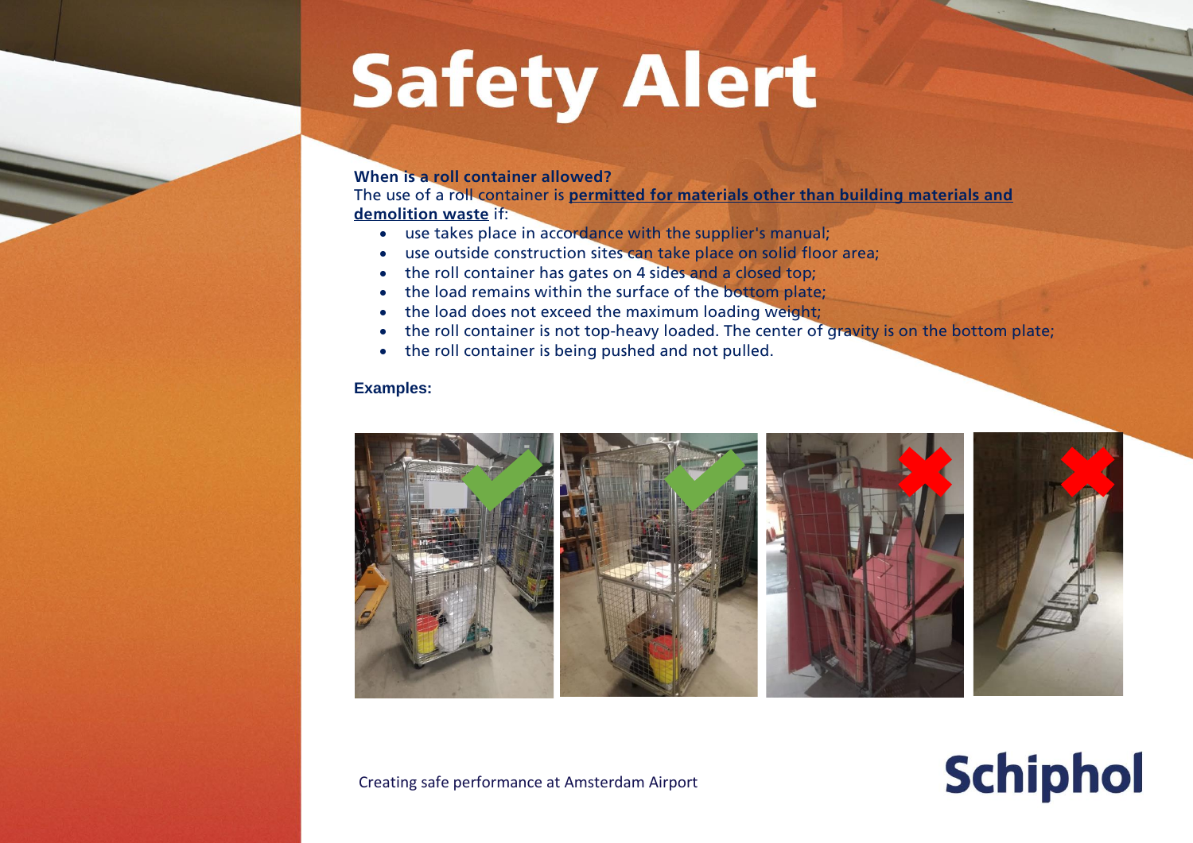# Safety Alert

**When is a roll container allowed?**

The use of a roll container is **permitted for materials other than building materials and demolition waste** if:

- use takes place in accordance with the supplier's manual;
- use outside construction sites can take place on solid floor area;
- the roll container has gates on 4 sides and a closed top;
- the load remains within the surface of the bottom plate;
- the load does not exceed the maximum loading weight;
- the roll container is not top-heavy loaded. The center of gravity is on the bottom plate;
- the roll container is being pushed and not pulled.

**Examples:**

Creating safe performance at Amsterdam Airport

Schiphol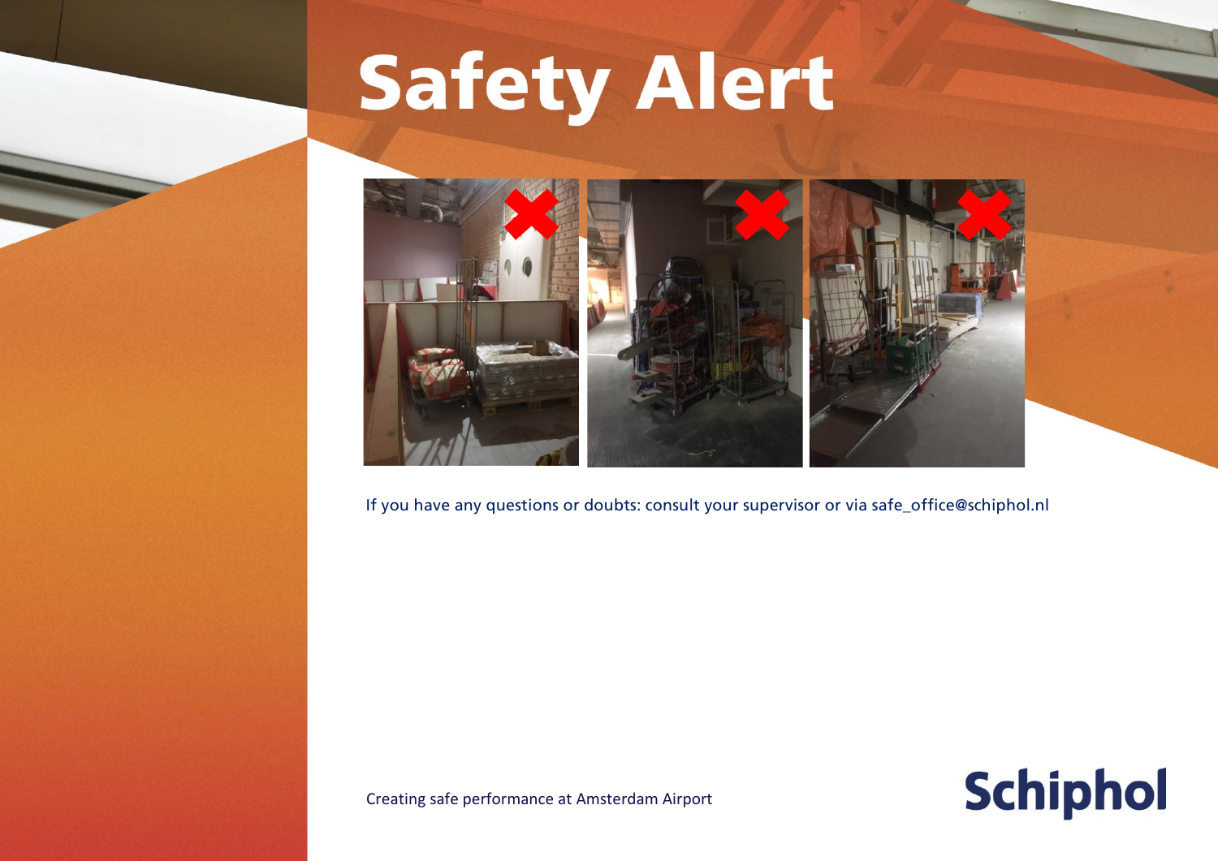# Safety Alert

If you have any questions or doubts: consult your supervisor or via safe_office@schiphol.nl

Creating safe performance at Amsterdam Airport

Schiphol